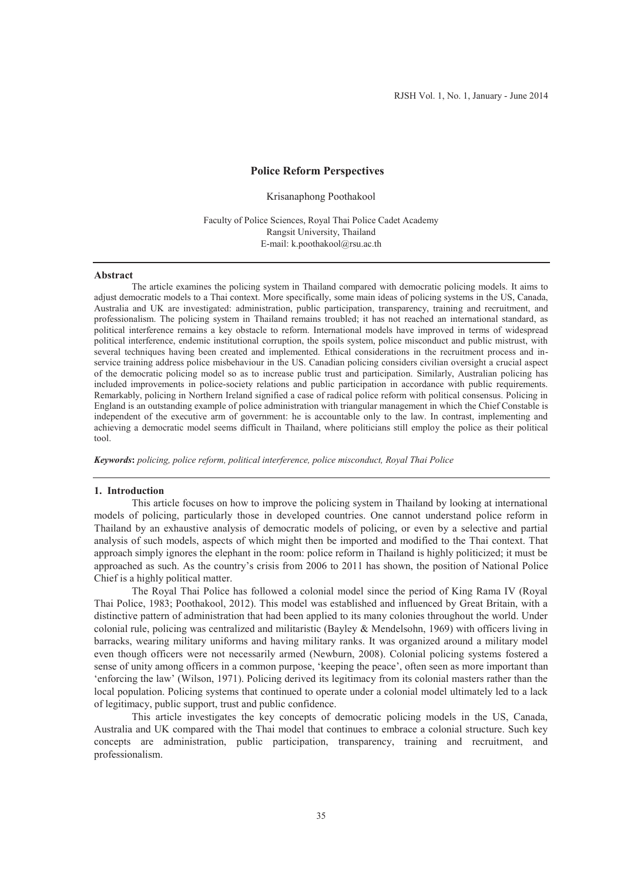# Police Reform Perspectives

Krisanaphong Poothakool

Faculty of Police Sciences, Royal Thai Police Cadet Academy
Rangsit University, Thailand
E-mail: k.poothakool@rsu.ac.th

## Abstract

The article examines the policing system in Thailand compared with democratic policing models. It aims to adjust democratic models to a Thai context. More specifically, some main ideas of policing systems in the US, Canada, Australia and UK are investigated: administration, public participation, transparency, training and recruitment, and professionalism. The policing system in Thailand remains troubled; it has not reached an international standard, as political interference remains a key obstacle to reform. International models have improved in terms of widespread political interference, endemic institutional corruption, the spoils system, police misconduct and public mistrust, with several techniques having been created and implemented. Ethical considerations in the recruitment process and in-service training address police misbehaviour in the US. Canadian policing considers civilian oversight a crucial aspect of the democratic policing model so as to increase public trust and participation. Similarly, Australian policing has included improvements in police-society relations and public participation in accordance with public requirements. Remarkably, policing in Northern Ireland signified a case of radical police reform with political consensus. Policing in England is an outstanding example of police administration with triangular management in which the Chief Constable is independent of the executive arm of government: he is accountable only to the law. In contrast, implementing and achieving a democratic model seems difficult in Thailand, where politicians still employ the police as their political tool.

***Keywords*:** *policing, police reform, political interference, police misconduct, Royal Thai Police*

## 1. Introduction

This article focuses on how to improve the policing system in Thailand by looking at international models of policing, particularly those in developed countries. One cannot understand police reform in Thailand by an exhaustive analysis of democratic models of policing, or even by a selective and partial analysis of such models, aspects of which might then be imported and modified to the Thai context. That approach simply ignores the elephant in the room: police reform in Thailand is highly politicized; it must be approached as such. As the country's crisis from 2006 to 2011 has shown, the position of National Police Chief is a highly political matter.

The Royal Thai Police has followed a colonial model since the period of King Rama IV (Royal Thai Police, 1983; Poothakool, 2012). This model was established and influenced by Great Britain, with a distinctive pattern of administration that had been applied to its many colonies throughout the world. Under colonial rule, policing was centralized and militaristic (Bayley & Mendelsohn, 1969) with officers living in barracks, wearing military uniforms and having military ranks. It was organized around a military model even though officers were not necessarily armed (Newburn, 2008). Colonial policing systems fostered a sense of unity among officers in a common purpose, 'keeping the peace', often seen as more important than 'enforcing the law' (Wilson, 1971). Policing derived its legitimacy from its colonial masters rather than the local population. Policing systems that continued to operate under a colonial model ultimately led to a lack of legitimacy, public support, trust and public confidence.

This article investigates the key concepts of democratic policing models in the US, Canada, Australia and UK compared with the Thai model that continues to embrace a colonial structure. Such key concepts are administration, public participation, transparency, training and recruitment, and professionalism.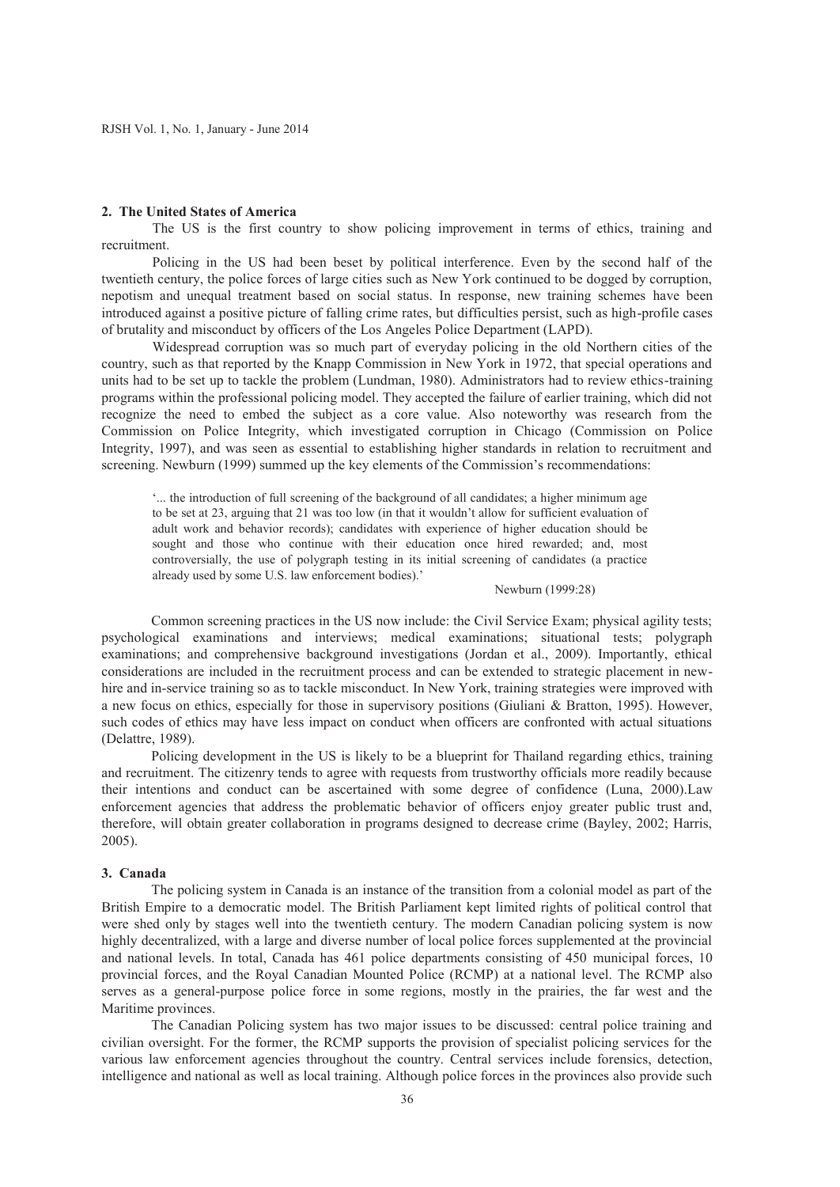## 2. The United States of America

The US is the first country to show policing improvement in terms of ethics, training and recruitment.

Policing in the US had been beset by political interference. Even by the second half of the twentieth century, the police forces of large cities such as New York continued to be dogged by corruption, nepotism and unequal treatment based on social status. In response, new training schemes have been introduced against a positive picture of falling crime rates, but difficulties persist, such as high-profile cases of brutality and misconduct by officers of the Los Angeles Police Department (LAPD).

Widespread corruption was so much part of everyday policing in the old Northern cities of the country, such as that reported by the Knapp Commission in New York in 1972, that special operations and units had to be set up to tackle the problem (Lundman, 1980). Administrators had to review ethics-training programs within the professional policing model. They accepted the failure of earlier training, which did not recognize the need to embed the subject as a core value. Also noteworthy was research from the Commission on Police Integrity, which investigated corruption in Chicago (Commission on Police Integrity, 1997), and was seen as essential to establishing higher standards in relation to recruitment and screening. Newburn (1999) summed up the key elements of the Commission's recommendations:

> '... the introduction of full screening of the background of all candidates; a higher minimum age to be set at 23, arguing that 21 was too low (in that it wouldn't allow for sufficient evaluation of adult work and behavior records); candidates with experience of higher education should be sought and those who continue with their education once hired rewarded; and, most controversially, the use of polygraph testing in its initial screening of candidates (a practice already used by some U.S. law enforcement bodies).'
>
> Newburn (1999:28)

Common screening practices in the US now include: the Civil Service Exam; physical agility tests; psychological examinations and interviews; medical examinations; situational tests; polygraph examinations; and comprehensive background investigations (Jordan et al., 2009). Importantly, ethical considerations are included in the recruitment process and can be extended to strategic placement in new-hire and in-service training so as to tackle misconduct. In New York, training strategies were improved with a new focus on ethics, especially for those in supervisory positions (Giuliani & Bratton, 1995). However, such codes of ethics may have less impact on conduct when officers are confronted with actual situations (Delattre, 1989).

Policing development in the US is likely to be a blueprint for Thailand regarding ethics, training and recruitment. The citizenry tends to agree with requests from trustworthy officials more readily because their intentions and conduct can be ascertained with some degree of confidence (Luna, 2000).Law enforcement agencies that address the problematic behavior of officers enjoy greater public trust and, therefore, will obtain greater collaboration in programs designed to decrease crime (Bayley, 2002; Harris, 2005).

## 3. Canada

The policing system in Canada is an instance of the transition from a colonial model as part of the British Empire to a democratic model. The British Parliament kept limited rights of political control that were shed only by stages well into the twentieth century. The modern Canadian policing system is now highly decentralized, with a large and diverse number of local police forces supplemented at the provincial and national levels. In total, Canada has 461 police departments consisting of 450 municipal forces, 10 provincial forces, and the Royal Canadian Mounted Police (RCMP) at a national level. The RCMP also serves as a general-purpose police force in some regions, mostly in the prairies, the far west and the Maritime provinces.

The Canadian Policing system has two major issues to be discussed: central police training and civilian oversight. For the former, the RCMP supports the provision of specialist policing services for the various law enforcement agencies throughout the country. Central services include forensics, detection, intelligence and national as well as local training. Although police forces in the provinces also provide such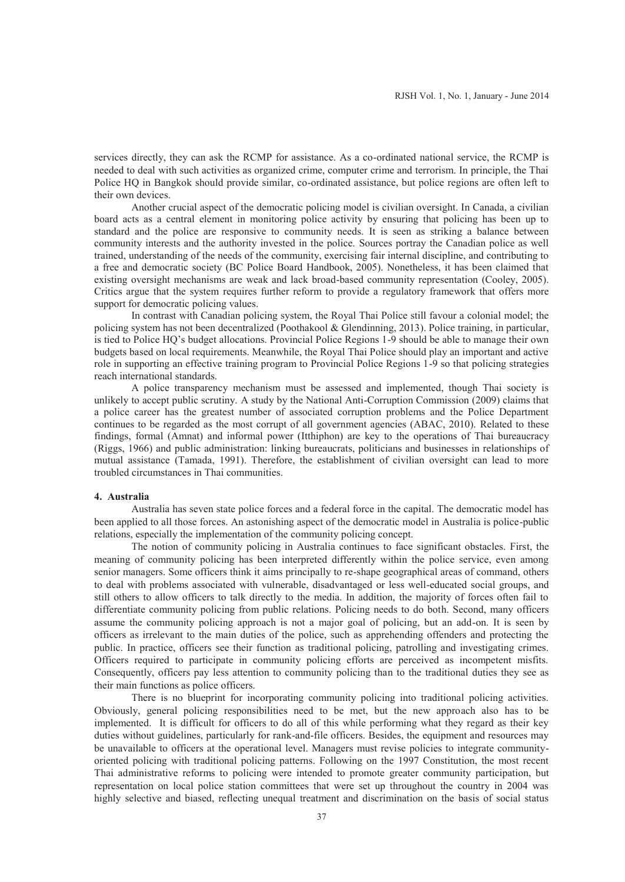services directly, they can ask the RCMP for assistance. As a co-ordinated national service, the RCMP is needed to deal with such activities as organized crime, computer crime and terrorism. In principle, the Thai Police HQ in Bangkok should provide similar, co-ordinated assistance, but police regions are often left to their own devices.

Another crucial aspect of the democratic policing model is civilian oversight. In Canada, a civilian board acts as a central element in monitoring police activity by ensuring that policing has been up to standard and the police are responsive to community needs. It is seen as striking a balance between community interests and the authority invested in the police. Sources portray the Canadian police as well trained, understanding of the needs of the community, exercising fair internal discipline, and contributing to a free and democratic society (BC Police Board Handbook, 2005). Nonetheless, it has been claimed that existing oversight mechanisms are weak and lack broad-based community representation (Cooley, 2005). Critics argue that the system requires further reform to provide a regulatory framework that offers more support for democratic policing values.

In contrast with Canadian policing system, the Royal Thai Police still favour a colonial model; the policing system has not been decentralized (Poothakool & Glendinning, 2013). Police training, in particular, is tied to Police HQ's budget allocations. Provincial Police Regions 1-9 should be able to manage their own budgets based on local requirements. Meanwhile, the Royal Thai Police should play an important and active role in supporting an effective training program to Provincial Police Regions 1-9 so that policing strategies reach international standards.

A police transparency mechanism must be assessed and implemented, though Thai society is unlikely to accept public scrutiny. A study by the National Anti-Corruption Commission (2009) claims that a police career has the greatest number of associated corruption problems and the Police Department continues to be regarded as the most corrupt of all government agencies (ABAC, 2010). Related to these findings, formal (Amnat) and informal power (Itthiphon) are key to the operations of Thai bureaucracy (Riggs, 1966) and public administration: linking bureaucrats, politicians and businesses in relationships of mutual assistance (Tamada, 1991). Therefore, the establishment of civilian oversight can lead to more troubled circumstances in Thai communities.

## 4. Australia

Australia has seven state police forces and a federal force in the capital. The democratic model has been applied to all those forces. An astonishing aspect of the democratic model in Australia is police-public relations, especially the implementation of the community policing concept.

The notion of community policing in Australia continues to face significant obstacles. First, the meaning of community policing has been interpreted differently within the police service, even among senior managers. Some officers think it aims principally to re-shape geographical areas of command, others to deal with problems associated with vulnerable, disadvantaged or less well-educated social groups, and still others to allow officers to talk directly to the media. In addition, the majority of forces often fail to differentiate community policing from public relations. Policing needs to do both. Second, many officers assume the community policing approach is not a major goal of policing, but an add-on. It is seen by officers as irrelevant to the main duties of the police, such as apprehending offenders and protecting the public. In practice, officers see their function as traditional policing, patrolling and investigating crimes. Officers required to participate in community policing efforts are perceived as incompetent misfits. Consequently, officers pay less attention to community policing than to the traditional duties they see as their main functions as police officers.

There is no blueprint for incorporating community policing into traditional policing activities. Obviously, general policing responsibilities need to be met, but the new approach also has to be implemented. It is difficult for officers to do all of this while performing what they regard as their key duties without guidelines, particularly for rank-and-file officers. Besides, the equipment and resources may be unavailable to officers at the operational level. Managers must revise policies to integrate community-oriented policing with traditional policing patterns. Following on the 1997 Constitution, the most recent Thai administrative reforms to policing were intended to promote greater community participation, but representation on local police station committees that were set up throughout the country in 2004 was highly selective and biased, reflecting unequal treatment and discrimination on the basis of social status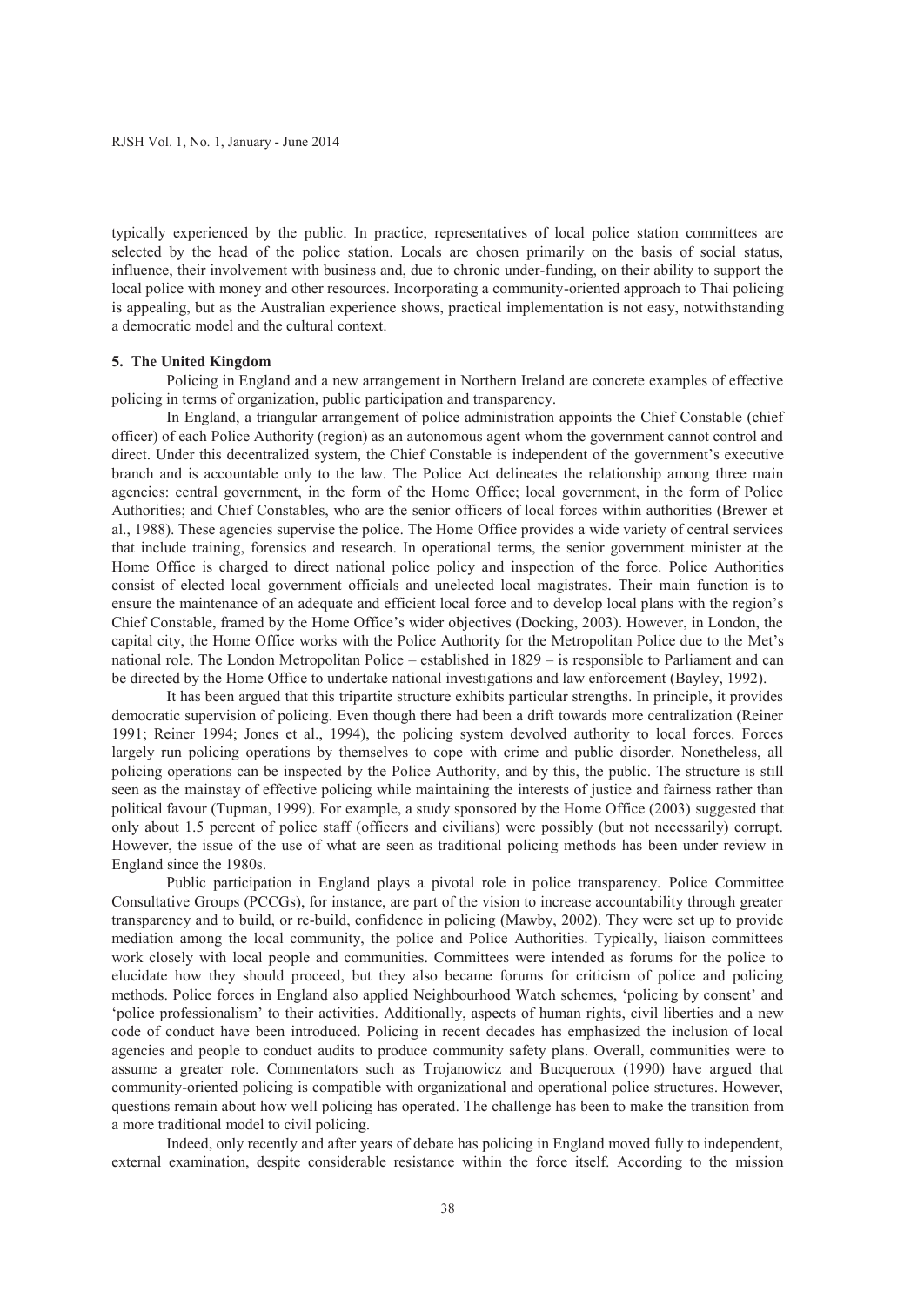typically experienced by the public. In practice, representatives of local police station committees are selected by the head of the police station. Locals are chosen primarily on the basis of social status, influence, their involvement with business and, due to chronic under-funding, on their ability to support the local police with money and other resources. Incorporating a community-oriented approach to Thai policing is appealing, but as the Australian experience shows, practical implementation is not easy, notwithstanding a democratic model and the cultural context.

### 5. The United Kingdom

Policing in England and a new arrangement in Northern Ireland are concrete examples of effective policing in terms of organization, public participation and transparency.

In England, a triangular arrangement of police administration appoints the Chief Constable (chief officer) of each Police Authority (region) as an autonomous agent whom the government cannot control and direct. Under this decentralized system, the Chief Constable is independent of the government's executive branch and is accountable only to the law. The Police Act delineates the relationship among three main agencies: central government, in the form of the Home Office; local government, in the form of Police Authorities; and Chief Constables, who are the senior officers of local forces within authorities (Brewer et al., 1988). These agencies supervise the police. The Home Office provides a wide variety of central services that include training, forensics and research. In operational terms, the senior government minister at the Home Office is charged to direct national police policy and inspection of the force. Police Authorities consist of elected local government officials and unelected local magistrates. Their main function is to ensure the maintenance of an adequate and efficient local force and to develop local plans with the region's Chief Constable, framed by the Home Office's wider objectives (Docking, 2003). However, in London, the capital city, the Home Office works with the Police Authority for the Metropolitan Police due to the Met's national role. The London Metropolitan Police – established in 1829 – is responsible to Parliament and can be directed by the Home Office to undertake national investigations and law enforcement (Bayley, 1992).

It has been argued that this tripartite structure exhibits particular strengths. In principle, it provides democratic supervision of policing. Even though there had been a drift towards more centralization (Reiner 1991; Reiner 1994; Jones et al., 1994), the policing system devolved authority to local forces. Forces largely run policing operations by themselves to cope with crime and public disorder. Nonetheless, all policing operations can be inspected by the Police Authority, and by this, the public. The structure is still seen as the mainstay of effective policing while maintaining the interests of justice and fairness rather than political favour (Tupman, 1999). For example, a study sponsored by the Home Office (2003) suggested that only about 1.5 percent of police staff (officers and civilians) were possibly (but not necessarily) corrupt. However, the issue of the use of what are seen as traditional policing methods has been under review in England since the 1980s.

Public participation in England plays a pivotal role in police transparency. Police Committee Consultative Groups (PCCGs), for instance, are part of the vision to increase accountability through greater transparency and to build, or re-build, confidence in policing (Mawby, 2002). They were set up to provide mediation among the local community, the police and Police Authorities. Typically, liaison committees work closely with local people and communities. Committees were intended as forums for the police to elucidate how they should proceed, but they also became forums for criticism of police and policing methods. Police forces in England also applied Neighbourhood Watch schemes, 'policing by consent' and 'police professionalism' to their activities. Additionally, aspects of human rights, civil liberties and a new code of conduct have been introduced. Policing in recent decades has emphasized the inclusion of local agencies and people to conduct audits to produce community safety plans. Overall, communities were to assume a greater role. Commentators such as Trojanowicz and Bucqueroux (1990) have argued that community-oriented policing is compatible with organizational and operational police structures. However, questions remain about how well policing has operated. The challenge has been to make the transition from a more traditional model to civil policing.

Indeed, only recently and after years of debate has policing in England moved fully to independent, external examination, despite considerable resistance within the force itself. According to the mission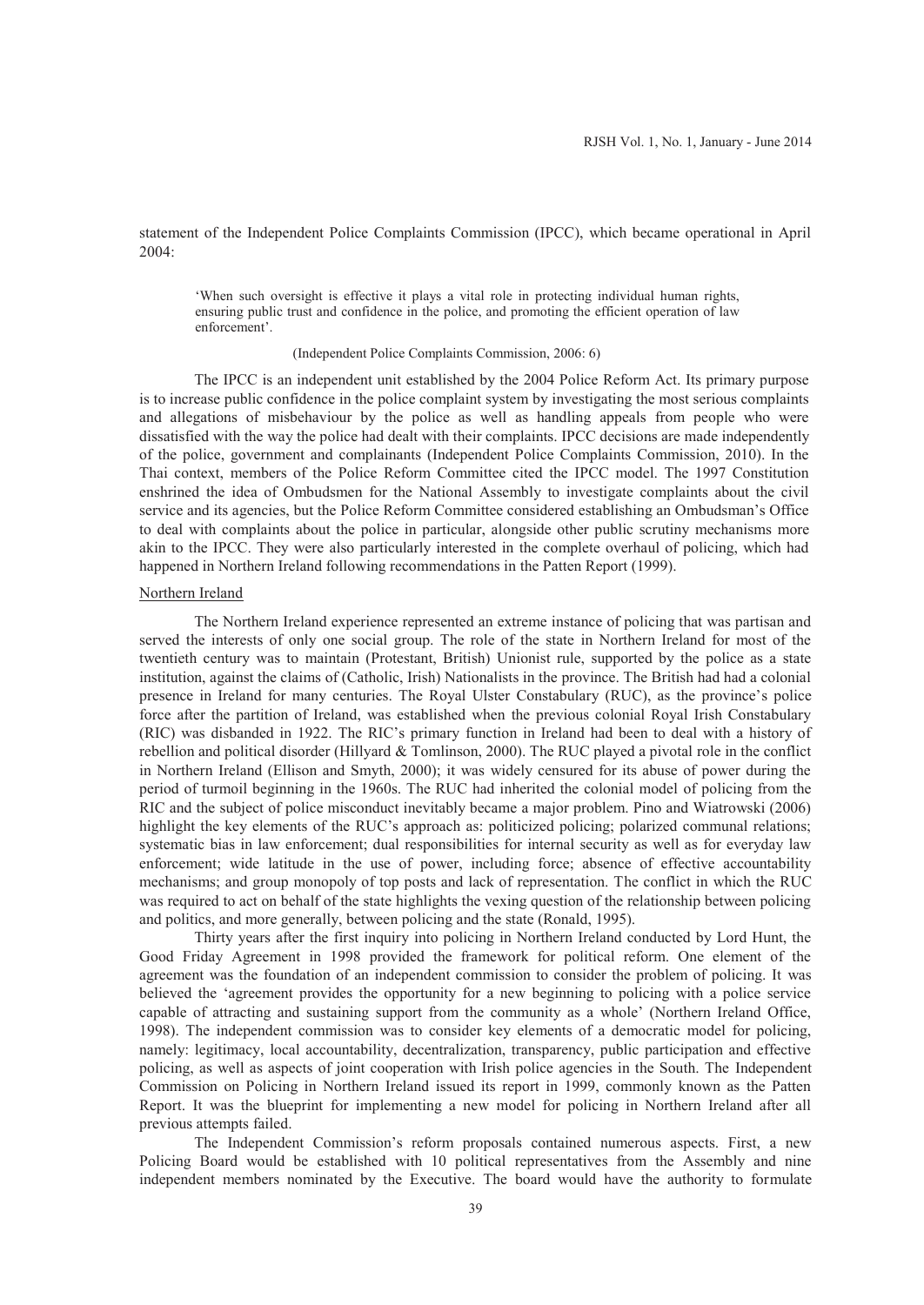statement of the Independent Police Complaints Commission (IPCC), which became operational in April 2004:

> 'When such oversight is effective it plays a vital role in protecting individual human rights, ensuring public trust and confidence in the police, and promoting the efficient operation of law enforcement'.
>
> (Independent Police Complaints Commission, 2006: 6)

The IPCC is an independent unit established by the 2004 Police Reform Act. Its primary purpose is to increase public confidence in the police complaint system by investigating the most serious complaints and allegations of misbehaviour by the police as well as handling appeals from people who were dissatisfied with the way the police had dealt with their complaints. IPCC decisions are made independently of the police, government and complainants (Independent Police Complaints Commission, 2010). In the Thai context, members of the Police Reform Committee cited the IPCC model. The 1997 Constitution enshrined the idea of Ombudsmen for the National Assembly to investigate complaints about the civil service and its agencies, but the Police Reform Committee considered establishing an Ombudsman's Office to deal with complaints about the police in particular, alongside other public scrutiny mechanisms more akin to the IPCC. They were also particularly interested in the complete overhaul of policing, which had happened in Northern Ireland following recommendations in the Patten Report (1999).

Northern Ireland

The Northern Ireland experience represented an extreme instance of policing that was partisan and served the interests of only one social group. The role of the state in Northern Ireland for most of the twentieth century was to maintain (Protestant, British) Unionist rule, supported by the police as a state institution, against the claims of (Catholic, Irish) Nationalists in the province. The British had had a colonial presence in Ireland for many centuries. The Royal Ulster Constabulary (RUC), as the province's police force after the partition of Ireland, was established when the previous colonial Royal Irish Constabulary (RIC) was disbanded in 1922. The RIC's primary function in Ireland had been to deal with a history of rebellion and political disorder (Hillyard & Tomlinson, 2000). The RUC played a pivotal role in the conflict in Northern Ireland (Ellison and Smyth, 2000); it was widely censured for its abuse of power during the period of turmoil beginning in the 1960s. The RUC had inherited the colonial model of policing from the RIC and the subject of police misconduct inevitably became a major problem. Pino and Wiatrowski (2006) highlight the key elements of the RUC's approach as: politicized policing; polarized communal relations; systematic bias in law enforcement; dual responsibilities for internal security as well as for everyday law enforcement; wide latitude in the use of power, including force; absence of effective accountability mechanisms; and group monopoly of top posts and lack of representation. The conflict in which the RUC was required to act on behalf of the state highlights the vexing question of the relationship between policing and politics, and more generally, between policing and the state (Ronald, 1995).

Thirty years after the first inquiry into policing in Northern Ireland conducted by Lord Hunt, the Good Friday Agreement in 1998 provided the framework for political reform. One element of the agreement was the foundation of an independent commission to consider the problem of policing. It was believed the 'agreement provides the opportunity for a new beginning to policing with a police service capable of attracting and sustaining support from the community as a whole' (Northern Ireland Office, 1998). The independent commission was to consider key elements of a democratic model for policing, namely: legitimacy, local accountability, decentralization, transparency, public participation and effective policing, as well as aspects of joint cooperation with Irish police agencies in the South. The Independent Commission on Policing in Northern Ireland issued its report in 1999, commonly known as the Patten Report. It was the blueprint for implementing a new model for policing in Northern Ireland after all previous attempts failed.

The Independent Commission's reform proposals contained numerous aspects. First, a new Policing Board would be established with 10 political representatives from the Assembly and nine independent members nominated by the Executive. The board would have the authority to formulate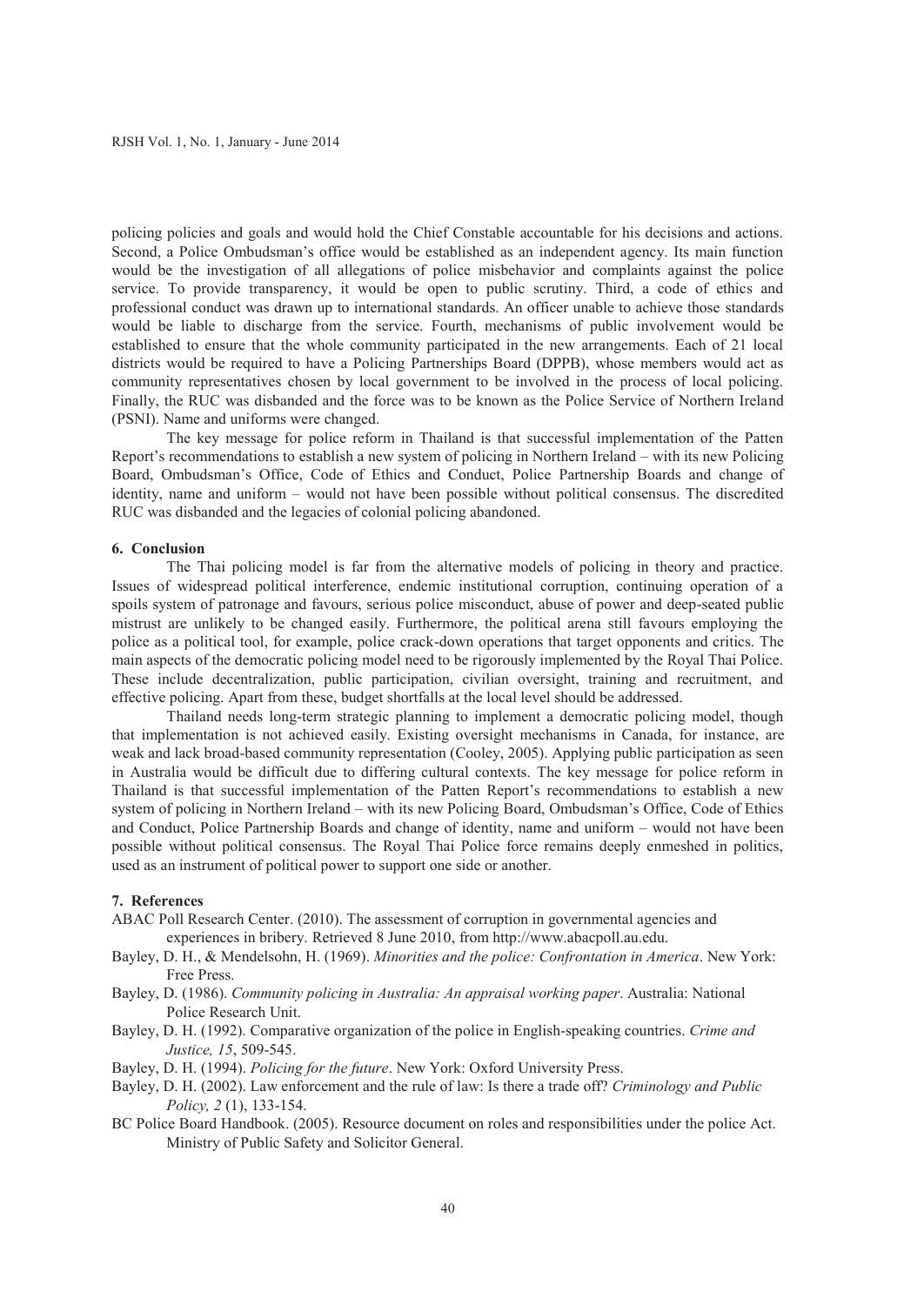policing policies and goals and would hold the Chief Constable accountable for his decisions and actions. Second, a Police Ombudsman's office would be established as an independent agency. Its main function would be the investigation of all allegations of police misbehavior and complaints against the police service. To provide transparency, it would be open to public scrutiny. Third, a code of ethics and professional conduct was drawn up to international standards. An officer unable to achieve those standards would be liable to discharge from the service. Fourth, mechanisms of public involvement would be established to ensure that the whole community participated in the new arrangements. Each of 21 local districts would be required to have a Policing Partnerships Board (DPPB), whose members would act as community representatives chosen by local government to be involved in the process of local policing. Finally, the RUC was disbanded and the force was to be known as the Police Service of Northern Ireland (PSNI). Name and uniforms were changed.

The key message for police reform in Thailand is that successful implementation of the Patten Report's recommendations to establish a new system of policing in Northern Ireland – with its new Policing Board, Ombudsman's Office, Code of Ethics and Conduct, Police Partnership Boards and change of identity, name and uniform – would not have been possible without political consensus. The discredited RUC was disbanded and the legacies of colonial policing abandoned.

## 6. Conclusion

The Thai policing model is far from the alternative models of policing in theory and practice. Issues of widespread political interference, endemic institutional corruption, continuing operation of a spoils system of patronage and favours, serious police misconduct, abuse of power and deep-seated public mistrust are unlikely to be changed easily. Furthermore, the political arena still favours employing the police as a political tool, for example, police crack-down operations that target opponents and critics. The main aspects of the democratic policing model need to be rigorously implemented by the Royal Thai Police. These include decentralization, public participation, civilian oversight, training and recruitment, and effective policing. Apart from these, budget shortfalls at the local level should be addressed.

Thailand needs long-term strategic planning to implement a democratic policing model, though that implementation is not achieved easily. Existing oversight mechanisms in Canada, for instance, are weak and lack broad-based community representation (Cooley, 2005). Applying public participation as seen in Australia would be difficult due to differing cultural contexts. The key message for police reform in Thailand is that successful implementation of the Patten Report's recommendations to establish a new system of policing in Northern Ireland – with its new Policing Board, Ombudsman's Office, Code of Ethics and Conduct, Police Partnership Boards and change of identity, name and uniform – would not have been possible without political consensus. The Royal Thai Police force remains deeply enmeshed in politics, used as an instrument of political power to support one side or another.

## 7. References

ABAC Poll Research Center. (2010). The assessment of corruption in governmental agencies and experiences in bribery. Retrieved 8 June 2010, from http://www.abacpoll.au.edu.

Bayley, D. H., & Mendelsohn, H. (1969). *Minorities and the police: Confrontation in America*. New York: Free Press.

Bayley, D. (1986). *Community policing in Australia: An appraisal working paper*. Australia: National Police Research Unit.

Bayley, D. H. (1992). Comparative organization of the police in English-speaking countries. *Crime and Justice, 15*, 509-545.

Bayley, D. H. (1994). *Policing for the future*. New York: Oxford University Press.

Bayley, D. H. (2002). Law enforcement and the rule of law: Is there a trade off? *Criminology and Public Policy, 2* (1), 133-154.

BC Police Board Handbook. (2005). Resource document on roles and responsibilities under the police Act. Ministry of Public Safety and Solicitor General.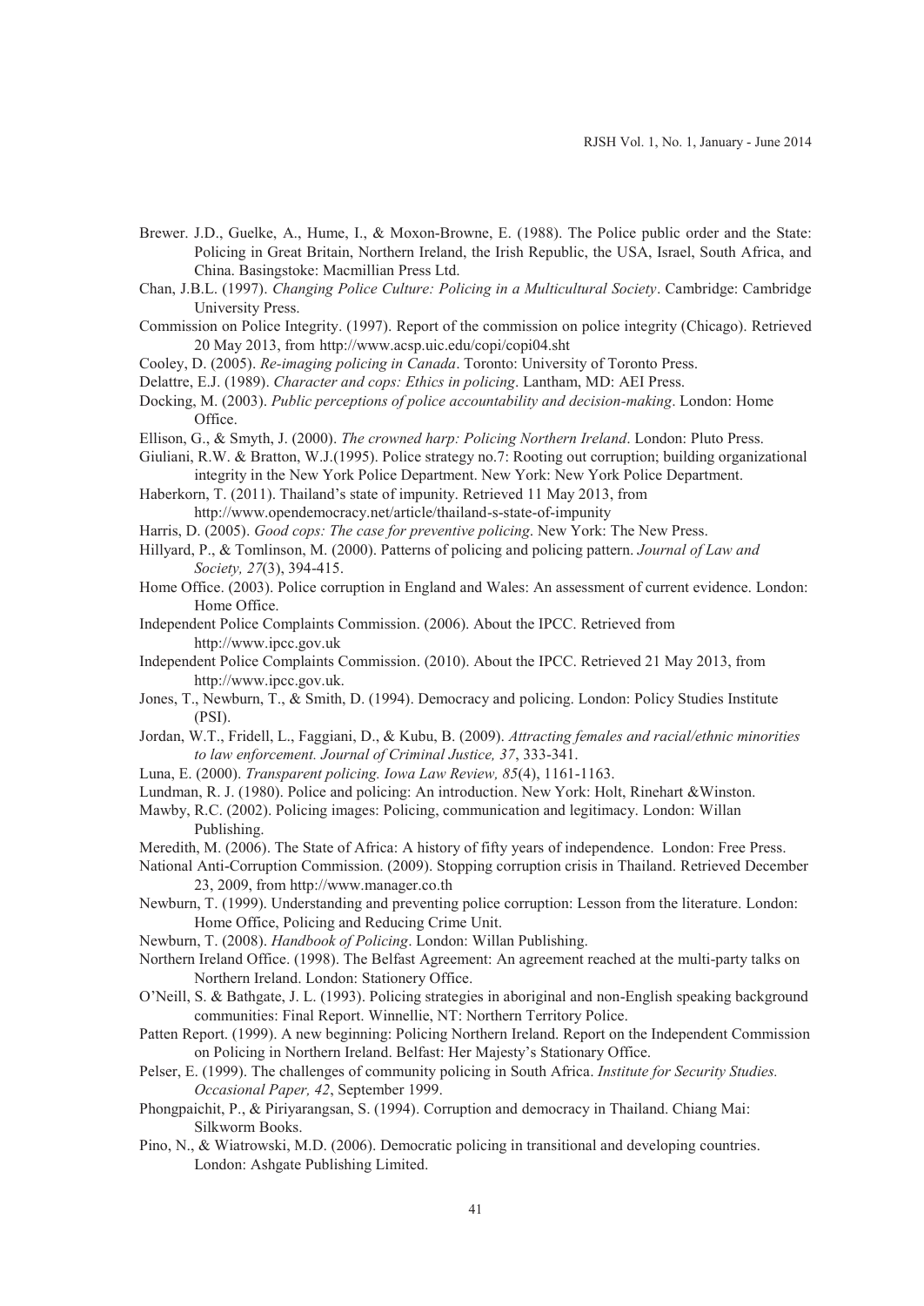Brewer. J.D., Guelke, A., Hume, I., & Moxon-Browne, E. (1988). The Police public order and the State: Policing in Great Britain, Northern Ireland, the Irish Republic, the USA, Israel, South Africa, and China. Basingstoke: Macmillian Press Ltd.

Chan, J.B.L. (1997). *Changing Police Culture: Policing in a Multicultural Society*. Cambridge: Cambridge University Press.

Commission on Police Integrity. (1997). Report of the commission on police integrity (Chicago). Retrieved 20 May 2013, from http://www.acsp.uic.edu/copi/copi04.sht

Cooley, D. (2005). *Re-imaging policing in Canada*. Toronto: University of Toronto Press.

Delattre, E.J. (1989). *Character and cops: Ethics in policing*. Lantham, MD: AEI Press.

Docking, M. (2003). *Public perceptions of police accountability and decision-making*. London: Home Office.

Ellison, G., & Smyth, J. (2000). *The crowned harp: Policing Northern Ireland*. London: Pluto Press.

Giuliani, R.W. & Bratton, W.J.(1995). Police strategy no.7: Rooting out corruption; building organizational integrity in the New York Police Department. New York: New York Police Department.

Haberkorn, T. (2011). Thailand's state of impunity. Retrieved 11 May 2013, from http://www.opendemocracy.net/article/thailand-s-state-of-impunity

Harris, D. (2005). *Good cops: The case for preventive policing*. New York: The New Press.

Hillyard, P., & Tomlinson, M. (2000). Patterns of policing and policing pattern. *Journal of Law and Society, 27*(3), 394-415.

Home Office. (2003). Police corruption in England and Wales: An assessment of current evidence. London: Home Office.

Independent Police Complaints Commission. (2006). About the IPCC. Retrieved from http://www.ipcc.gov.uk

Independent Police Complaints Commission. (2010). About the IPCC. Retrieved 21 May 2013, from http://www.ipcc.gov.uk.

Jones, T., Newburn, T., & Smith, D. (1994). Democracy and policing. London: Policy Studies Institute (PSI).

Jordan, W.T., Fridell, L., Faggiani, D., & Kubu, B. (2009). *Attracting females and racial/ethnic minorities to law enforcement. Journal of Criminal Justice, 37*, 333-341.

Luna, E. (2000). *Transparent policing. Iowa Law Review, 85*(4), 1161-1163.

Lundman, R. J. (1980). Police and policing: An introduction. New York: Holt, Rinehart &Winston.

Mawby, R.C. (2002). Policing images: Policing, communication and legitimacy. London: Willan Publishing.

Meredith, M. (2006). The State of Africa: A history of fifty years of independence. London: Free Press.

National Anti-Corruption Commission. (2009). Stopping corruption crisis in Thailand. Retrieved December 23, 2009, from http://www.manager.co.th

Newburn, T. (1999). Understanding and preventing police corruption: Lesson from the literature. London: Home Office, Policing and Reducing Crime Unit.

Newburn, T. (2008). *Handbook of Policing*. London: Willan Publishing.

Northern Ireland Office. (1998). The Belfast Agreement: An agreement reached at the multi-party talks on Northern Ireland. London: Stationery Office.

O'Neill, S. & Bathgate, J. L. (1993). Policing strategies in aboriginal and non-English speaking background communities: Final Report. Winnellie, NT: Northern Territory Police.

Patten Report. (1999). A new beginning: Policing Northern Ireland. Report on the Independent Commission on Policing in Northern Ireland. Belfast: Her Majesty's Stationary Office.

Pelser, E. (1999). The challenges of community policing in South Africa. *Institute for Security Studies. Occasional Paper, 42*, September 1999.

Phongpaichit, P., & Piriyarangsan, S. (1994). Corruption and democracy in Thailand. Chiang Mai: Silkworm Books.

Pino, N., & Wiatrowski, M.D. (2006). Democratic policing in transitional and developing countries. London: Ashgate Publishing Limited.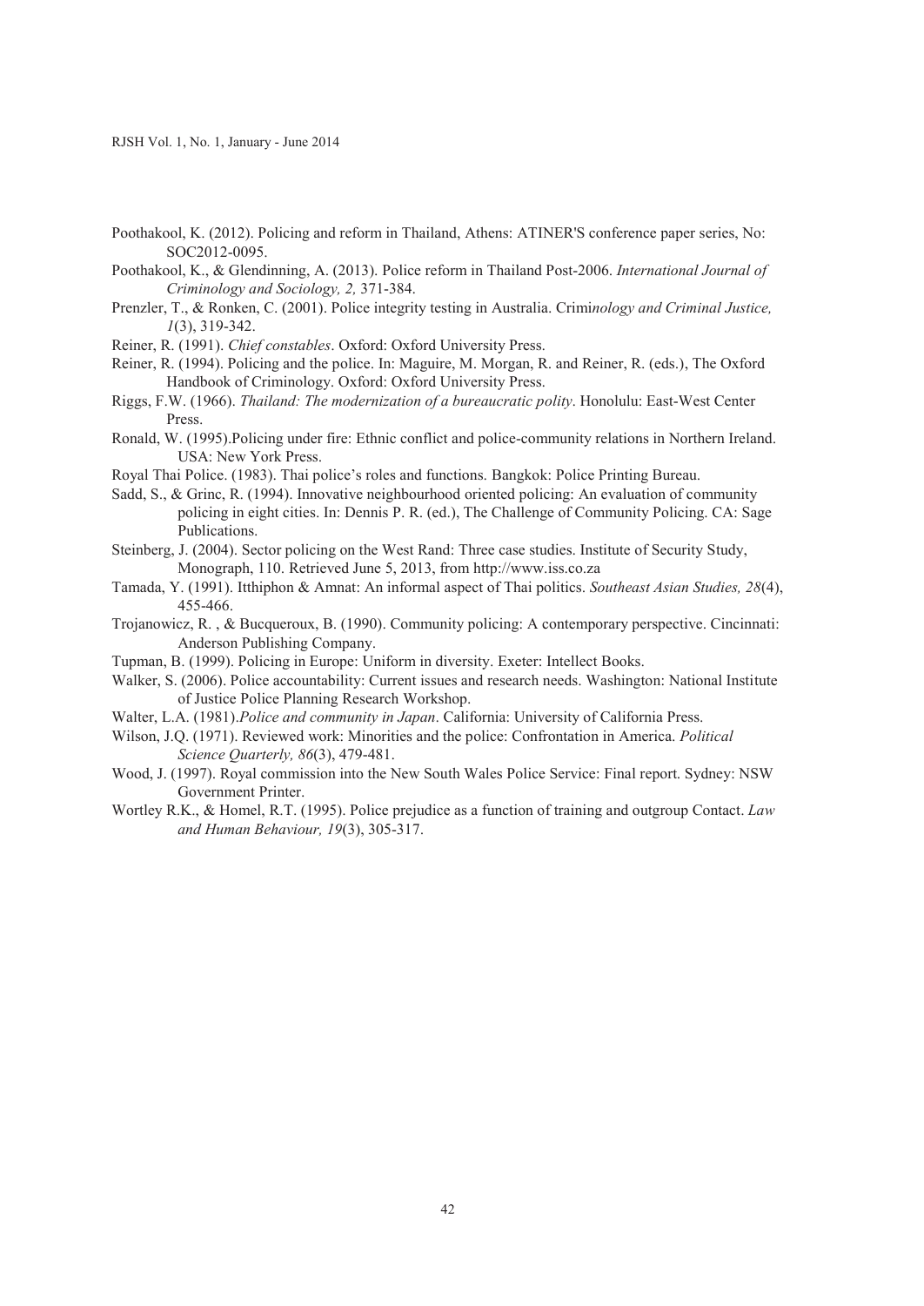Poothakool, K. (2012). Policing and reform in Thailand, Athens: ATINER'S conference paper series, No: SOC2012-0095.

Poothakool, K., & Glendinning, A. (2013). Police reform in Thailand Post-2006. *International Journal of Criminology and Sociology, 2,* 371-384.

Prenzler, T., & Ronken, C. (2001). Police integrity testing in Australia. Crimi*nology and Criminal Justice, 1*(3), 319-342.

Reiner, R. (1991). *Chief constables*. Oxford: Oxford University Press.

Reiner, R. (1994). Policing and the police. In: Maguire, M. Morgan, R. and Reiner, R. (eds.), The Oxford Handbook of Criminology. Oxford: Oxford University Press.

Riggs, F.W. (1966). *Thailand: The modernization of a bureaucratic polity*. Honolulu: East-West Center Press.

Ronald, W. (1995).Policing under fire: Ethnic conflict and police-community relations in Northern Ireland. USA: New York Press.

Royal Thai Police. (1983). Thai police's roles and functions. Bangkok: Police Printing Bureau.

Sadd, S., & Grinc, R. (1994). Innovative neighbourhood oriented policing: An evaluation of community policing in eight cities. In: Dennis P. R. (ed.), The Challenge of Community Policing. CA: Sage Publications.

Steinberg, J. (2004). Sector policing on the West Rand: Three case studies. Institute of Security Study, Monograph, 110. Retrieved June 5, 2013, from http://www.iss.co.za

Tamada, Y. (1991). Itthiphon & Amnat: An informal aspect of Thai politics. *Southeast Asian Studies, 28*(4), 455-466.

Trojanowicz, R. , & Bucqueroux, B. (1990). Community policing: A contemporary perspective. Cincinnati: Anderson Publishing Company.

Tupman, B. (1999). Policing in Europe: Uniform in diversity. Exeter: Intellect Books.

Walker, S. (2006). Police accountability: Current issues and research needs. Washington: National Institute of Justice Police Planning Research Workshop.

Walter, L.A. (1981).*Police and community in Japan*. California: University of California Press.

Wilson, J.Q. (1971). Reviewed work: Minorities and the police: Confrontation in America. *Political Science Quarterly, 86*(3), 479-481.

Wood, J. (1997). Royal commission into the New South Wales Police Service: Final report. Sydney: NSW Government Printer.

Wortley R.K., & Homel, R.T. (1995). Police prejudice as a function of training and outgroup Contact. *Law and Human Behaviour, 19*(3), 305-317.